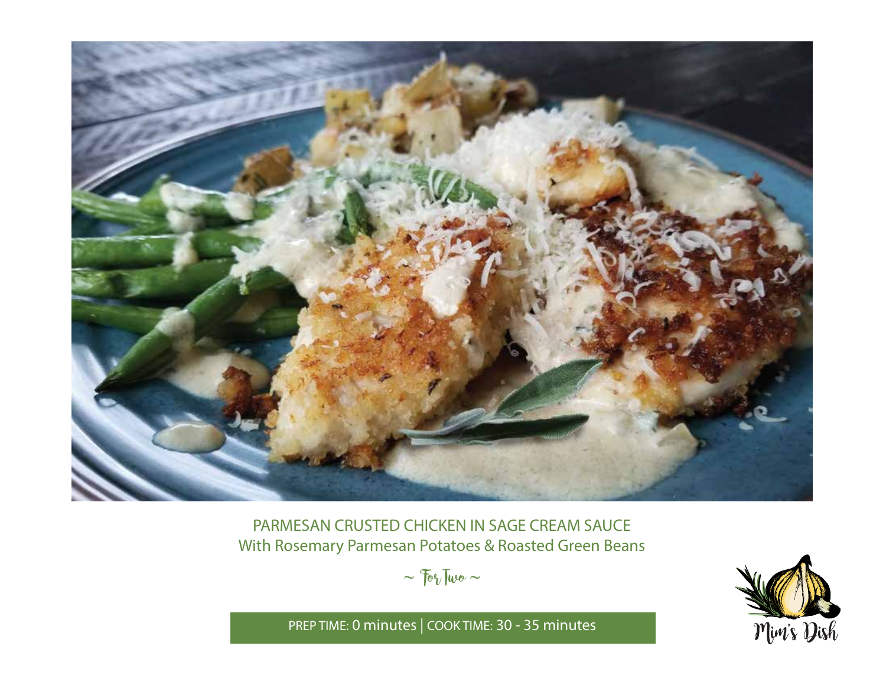# PARMESAN CRUSTED CHICKEN IN SAGE CREAM SAUCE

## With Rosemary Parmesan Potatoes & Roasted Green Beans

~ For Two ~

PREP TIME: 0 minutes | COOK TIME: 30 - 35 minutes

Mim's Dish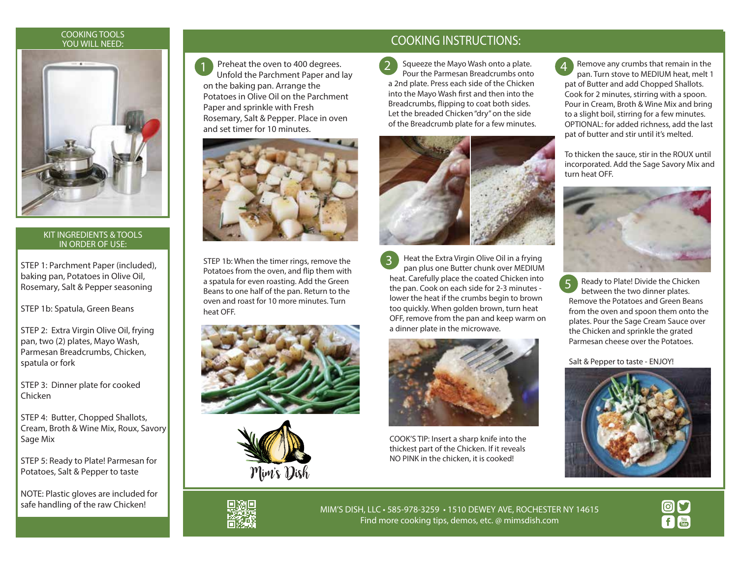## COOKING TOOLS YOU WILL NEED:

## KIT INGREDIENTS & TOOLS IN ORDER OF USE:

STEP 1: Parchment Paper (included), baking pan, Potatoes in Olive Oil, Rosemary, Salt & Pepper seasoning

STEP 1b: Spatula, Green Beans

STEP 2: Extra Virgin Olive Oil, frying pan, two (2) plates, Mayo Wash, Parmesan Breadcrumbs, Chicken, spatula or fork

STEP 3: Dinner plate for cooked Chicken

STEP 4: Butter, Chopped Shallots, Cream, Broth & Wine Mix, Roux, Savory Sage Mix

STEP 5: Ready to Plate! Parmesan for Potatoes, Salt & Pepper to taste

NOTE: Plastic gloves are included for safe handling of the raw Chicken!

# COOKING INSTRUCTIONS:

1. Preheat the oven to 400 degrees. Unfold the Parchment Paper and lay on the baking pan. Arrange the Potatoes in Olive Oil on the Parchment Paper and sprinkle with Fresh Rosemary, Salt & Pepper. Place in oven and set timer for 10 minutes.

STEP 1b: When the timer rings, remove the Potatoes from the oven, and flip them with a spatula for even roasting. Add the Green Beans to one half of the pan. Return to the oven and roast for 10 more minutes. Turn heat OFF.

Mim's Dish

2. Squeeze the Mayo Wash onto a plate. Pour the Parmesan Breadcrumbs onto a 2nd plate. Press each side of the Chicken into the Mayo Wash first and then into the Breadcrumbs, flipping to coat both sides. Let the breaded Chicken "dry" on the side of the Breadcrumb plate for a few minutes.

3. Heat the Extra Virgin Olive Oil in a frying pan plus one Butter chunk over MEDIUM heat. Carefully place the coated Chicken into the pan. Cook on each side for 2-3 minutes - lower the heat if the crumbs begin to brown too quickly. When golden brown, turn heat OFF, remove from the pan and keep warm on a dinner plate in the microwave.

COOK'S TIP: Insert a sharp knife into the thickest part of the Chicken. If it reveals NO PINK in the chicken, it is cooked!

4. Remove any crumbs that remain in the pan. Turn stove to MEDIUM heat, melt 1 pat of Butter and add Chopped Shallots. Cook for 2 minutes, stirring with a spoon. Pour in Cream, Broth & Wine Mix and bring to a slight boil, stirring for a few minutes. OPTIONAL: for added richness, add the last pat of butter and stir until it's melted.

To thicken the sauce, stir in the ROUX until incorporated. Add the Sage Savory Mix and turn heat OFF.

5. Ready to Plate! Divide the Chicken between the two dinner plates. Remove the Potatoes and Green Beans from the oven and spoon them onto the plates. Pour the Sage Cream Sauce over the Chicken and sprinkle the grated Parmesan cheese over the Potatoes.

Salt & Pepper to taste - ENJOY!

MIM'S DISH, LLC • 585-978-3259 • 1510 DEWEY AVE, ROCHESTER NY 14615
Find more cooking tips, demos, etc. @ mimsdish.com